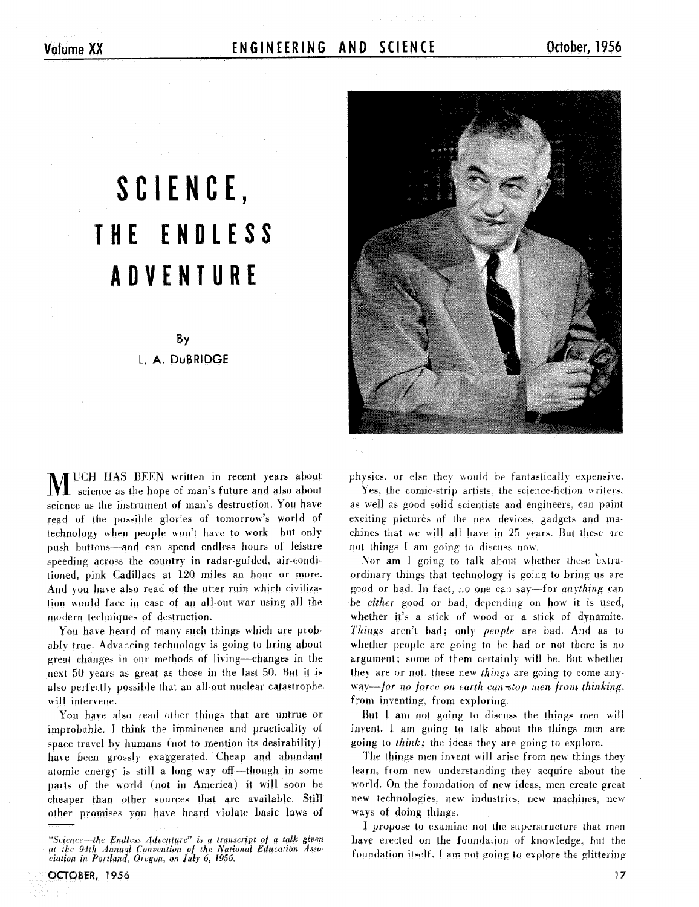# SCIENCE, THE ENDLESS ADVENTURE

By

L. A. DuBRIDGE

MUCH HAS BEEN written in recent years about science as the hope of man's future and also about science as the instrument of man's destruction. You have read of the possible glories of tomorrow's world of technology when people won't have to work—but only push buttons—and can spend endless hours of leisure speeding across the country in radar-guided, air-conditioned, pink Cadillacs at 120 miles an hour or more. And you have also read of the utter ruin which civilization would face in case of an all-out war using all the modern techniques of destruction.

You have heard of many such things which are probably true. Advancing technology is going to bring about great changes in our methods of living—changes in the next 50 years as great as those in the last 50. But it is also perfectly possible that an all-out nuclear catastrophe will intervene.

You have also read other things that are untrue or improbable. I think the imminence and practicality of space travel by humans (not to mention its desirability) have been grossly exaggerated. Cheap and abundant atomic energy is still a long way off—though in some parts of the world (not in America) it will soon be cheaper than other sources that are available. Still other promises you have heard violate basic laws of physics, or else they would be fantastically expensive.

Yes, the comic-strip artists, the science-fiction writers, as well as good solid scientists and engineers, can paint exciting pictures of the new devices, gadgets and machines that we will all have in 25 years. But these are not things I am going to discuss now.

Nor am I going to talk about whether these extraordinary things that technology is going to bring us are good or bad. In fact, no one can say—for *anything* can be *either* good or bad, depending on how it is used, whether it's a stick of wood or a stick of dynamite. *Things* aren't bad; only *people* are bad. And as to whether people are going to be bad or not there is no argument; some of them certainly will be. But whether they are or not, these new *things* are going to come anyway—*for no force on earth can stop men from thinking,* from inventing, from exploring.

But I am not going to discuss the things men will invent. I am going to talk about the things men are going to *think;* the ideas they are going to explore.

The things men invent will arise from new things they learn, from new understanding they acquire about the world. On the foundation of new ideas, men create great new technologies, new industries, new machines, new ways of doing things.

I propose to examine not the superstructure that men have erected on the foundation of knowledge, but the foundation itself. I am not going to explore the glittering

---

*"Science—the Endless Adventure" is a transcript of a talk given at the 94th Annual Convention of the National Education Association in Portland, Oregon, on July 6, 1956.*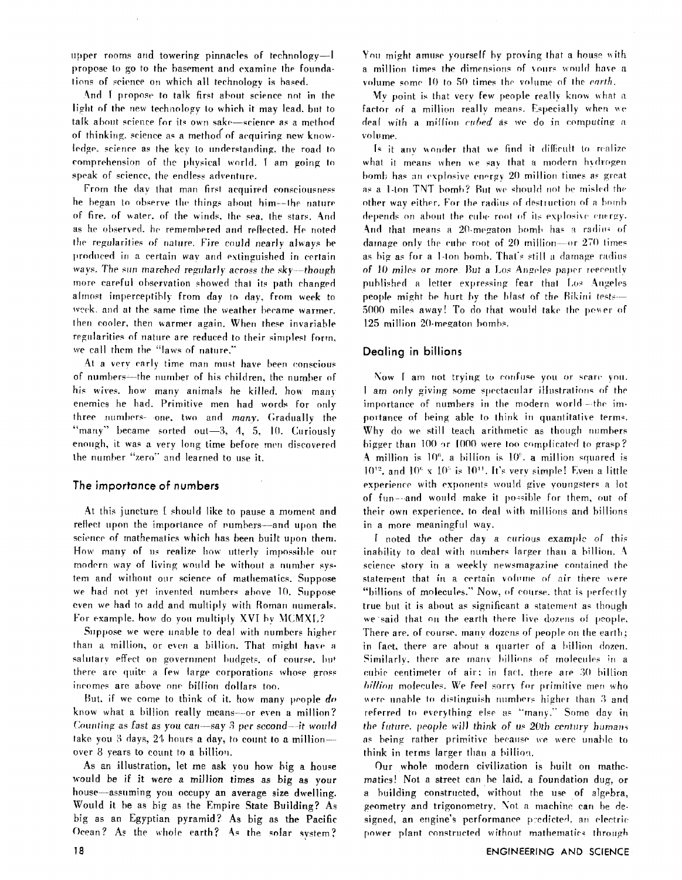upper rooms and towering pinnacles of technology—I propose to go to the basement and examine the foundations of science on which all technology is based.

And I propose to talk first about science not in the light of the new technology to which it may lead, but to talk about science for its own sake—science as a method of thinking, science as a method of acquiring new knowledge, science as the key to understanding, the road to comprehension of the physical world. I am going to speak of science, the endless adventure.

From the day that man first acquired consciousness he began to observe the things about him—the nature of fire, of water, of the winds, the sea, the stars. And as he observed, he remembered and reflected. He noted the regularities of nature. Fire could nearly always be produced in a certain way and extinguished in certain ways. The sun marched regularly across the sky—though more careful observation showed that its path changed almost imperceptibly from day to day, from week to week, and at the same time the weather became warmer, then cooler, then warmer again. When these invariable regularities of nature are reduced to their simplest form, we call them the "laws of nature."

At a very early time man must have been conscious of numbers—the number of his children, the number of his wives, how many animals he killed, how many enemies he had. Primitive men had words for only three numbers—one, two and *many*. Gradually the "many" became sorted out—3, 4, 5, 10. Curiously enough, it was a very long time before men discovered the number "zero" and learned to use it.

## The importance of numbers

At this juncture I should like to pause a moment and reflect upon the importance of numbers—and upon the science of mathematics which has been built upon them. How many of us realize how utterly impossible our modern way of living would be without a number system and without our science of mathematics. Suppose we had not yet invented numbers above 10. Suppose even we had to add and multiply with Roman numerals. For example, how do you multiply XVI by MCMXL?

Suppose we were unable to deal with numbers higher than a million, or even a billion. That might have a salutary effect on government budgets, of course, but there are quite a few large corporations whose gross incomes are above one billion dollars too.

But, if we come to think of it, how many people *do* know what a billion really means—or even a million? Counting as fast as you can—say 3 per second—it would take you 3 days, 24 hours a day, to count to a million—over 8 years to count to a billion.

As an illustration, let me ask you how big a house would be if it were a million times as big as your house—assuming you occupy an average size dwelling. Would it be as big as the Empire State Building? As big as an Egyptian pyramid? As big as the Pacific Ocean? As the whole earth? As the solar system? You might amuse yourself by proving that a house with a million times the dimensions of yours would have a volume some 10 to 50 times the volume of the *earth*.

My point is that very few people really know what a factor of a million really means. Especially when we deal with a million *cubed* as we do in computing a volume.

Is it any wonder that we find it difficult to realize what it means when we say that a modern hydrogen bomb has an explosive energy 20 million times as great as a 1-ton TNT bomb? But we should not be misled the other way either. For the radius of destruction of a bomb depends on about the cube root of its explosive energy. And that means a 20-megaton bomb has a radius of damage only the cube root of 20 million—or 270 times as big as for a 1-ton bomb. That's still a damage radius of 10 miles or more. But a Los Angeles paper recently published a letter expressing fear that Los Angeles people might be hurt by the blast of the Bikini tests—5000 miles away! To do that would take the power of 125 million 20-megaton bombs.

## Dealing in billions

Now I am not trying to confuse you or scare you. I am only giving some spectacular illustrations of the importance of numbers in the modern world—the importance of being able to think in quantitative terms. Why do we still teach arithmetic as though numbers bigger than 100 or 1000 were too complicated to grasp? A million is $10^6$, a billion is $10^9$, a million squared is $10^{12}$, and $10^6 \times 10^9$ is $10^{15}$. It's very simple! Even a little experience with exponents would give youngsters a lot of fun—and would make it possible for them, out of their own experience, to deal with millions and billions in a more meaningful way.

I noted the other day a curious example of this inability to deal with numbers larger than a billion. A science story in a weekly newsmagazine contained the statement that in a certain volume of air there were "billions of molecules." Now, of course, that is perfectly true but it is about as significant a statement as though we said that on the earth there live dozens of people. There are, of course, many dozens of people on the earth; in fact, there are about a quarter of a billion dozen. Similarly, there are many billions of molecules in a cubic centimeter of air; in fact, there are 30 billion *billion* molecules. We feel sorry for primitive men who were unable to distinguish numbers higher than 3 and referred to everything else as "many." Some day in the future, people will think of us 20th century humans as being rather primitive because we were unable to think in terms larger than a billion.

Our whole modern civilization is built on mathematics! Not a street can be laid, a foundation dug, or a building constructed, without the use of algebra, geometry and trigonometry. Not a machine can be designed, an engine's performance predicted, an electric power plant constructed without mathematics through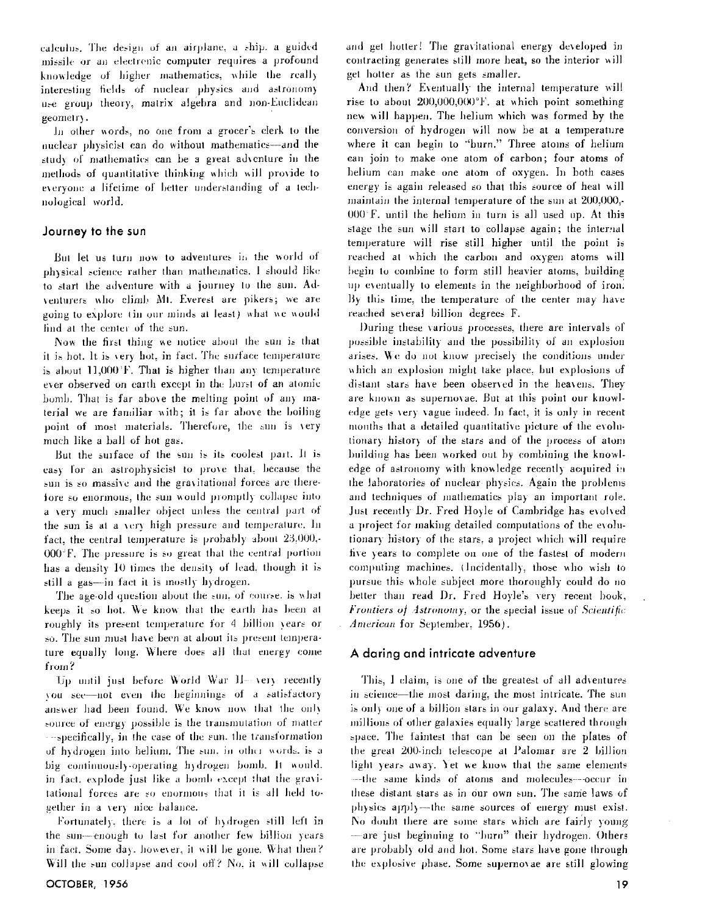calculus. The design of an airplane, a ship, a guided missile or an electronic computer requires a profound knowledge of higher mathematics, while the really interesting fields of nuclear physics and astronomy use group theory, matrix algebra and non-Euclidean geometry.

In other words, no one from a grocer's clerk to the nuclear physicist can do without mathematics—and the study of mathematics can be a great adventure in the methods of quantitative thinking which will provide to everyone a lifetime of better understanding of a technological world.

## Journey to the sun

But let us turn now to adventures in the world of physical science rather than mathematics. I should like to start the adventure with a journey to the sun. Adventurers who climb Mt. Everest are pikers; we are going to explore (in our minds at least) what we would find at the center of the sun.

Now the first thing we notice about the sun is that it is hot. It is very hot, in fact. The surface temperature is about 11,000°F. That is higher than any temperature ever observed on earth except in the burst of an atomic bomb. That is far above the melting point of any material we are familiar with; it is far above the boiling point of most materials. Therefore, the sun is very much like a ball of hot gas.

But the surface of the sun is its coolest part. It is easy for an astrophysicist to prove that, because the sun is so massive and the gravitational forces are therefore so enormous, the sun would promptly collapse into a very much smaller object unless the central part of the sun is at a very high pressure and temperature. In fact, the central temperature is probably about 23,000,-000°F. The pressure is so great that the central portion has a density 10 times the density of lead, though it is still a gas—in fact it is mostly hydrogen.

The age-old question about the sun, of course, is what keeps it so hot. We know that the earth has been at roughly its present temperature for 4 billion years or so. The sun must have been at about its present temperature equally long. Where does all that energy come from?

Up until just before World War II—very recently you see—not even the beginnings of a satisfactory answer had been found. We know now that the only source of energy possible is the transmutation of matter—specifically, in the case of the sun, the transformation of hydrogen into helium. The sun, in other words, is a big continuously-operating hydrogen bomb. It would, in fact, explode just like a bomb except that the gravitational forces are so enormous that it is all held together in a very nice balance.

Fortunately, there is a lot of hydrogen still left in the sun—enough to last for another few billion years in fact. Some day, however, it will be gone. What then? Will the sun collapse and cool off? No, it will collapse and get hotter! The gravitational energy developed in contracting generates still more heat, so the interior will get hotter as the sun gets smaller.

And then? Eventually the internal temperature will rise to about 200,000,000°F, at which point something new will happen. The helium which was formed by the conversion of hydrogen will now be at a temperature where it can begin to "burn." Three atoms of helium can join to make one atom of carbon; four atoms of helium can make one atom of oxygen. In both cases energy is again released so that this source of heat will maintain the internal temperature of the sun at 200,000,-000°F. until the helium in turn is all used up. At this stage the sun will start to collapse again; the internal temperature will rise still higher until the point is reached at which the carbon and oxygen atoms will begin to combine to form still heavier atoms, building up eventually to elements in the neighborhood of iron. By this time, the temperature of the center may have reached several billion degrees F.

During these various processes, there are intervals of possible instability and the possibility of an explosion arises. We do not know precisely the conditions under which an explosion might take place, but explosions of distant stars have been observed in the heavens. They are known as supernovae. But at this point our knowledge gets very vague indeed. In fact, it is only in recent months that a detailed quantitative picture of the evolutionary history of the stars and of the process of atom building has been worked out by combining the knowledge of astronomy with knowledge recently acquired in the laboratories of nuclear physics. Again the problems and techniques of mathematics play an important role. Just recently Dr. Fred Hoyle of Cambridge has evolved a project for making detailed computations of the evolutionary history of the stars, a project which will require five years to complete on one of the fastest of modern computing machines. (Incidentally, those who wish to pursue this whole subject more thoroughly could do no better than read Dr. Fred Hoyle's very recent book, *Frontiers of Astronomy*, or the special issue of *Scientific American* for September, 1956).

## A daring and intricate adventure

This, I claim, is one of the greatest of all adventures in science—the most daring, the most intricate. The sun is only one of a billion stars in our galaxy. And there are millions of other galaxies equally large scattered through space. The faintest that can be seen on the plates of the great 200-inch telescope at Palomar are 2 billion light years away. Yet we know that the same elements—the same kinds of atoms and molecules—occur in these distant stars as in our own sun. The same laws of physics apply—the same sources of energy must exist. No doubt there are some stars which are fairly young—are just beginning to "burn" their hydrogen. Others are probably old and hot. Some stars have gone through the explosive phase. Some supernovae are still glowing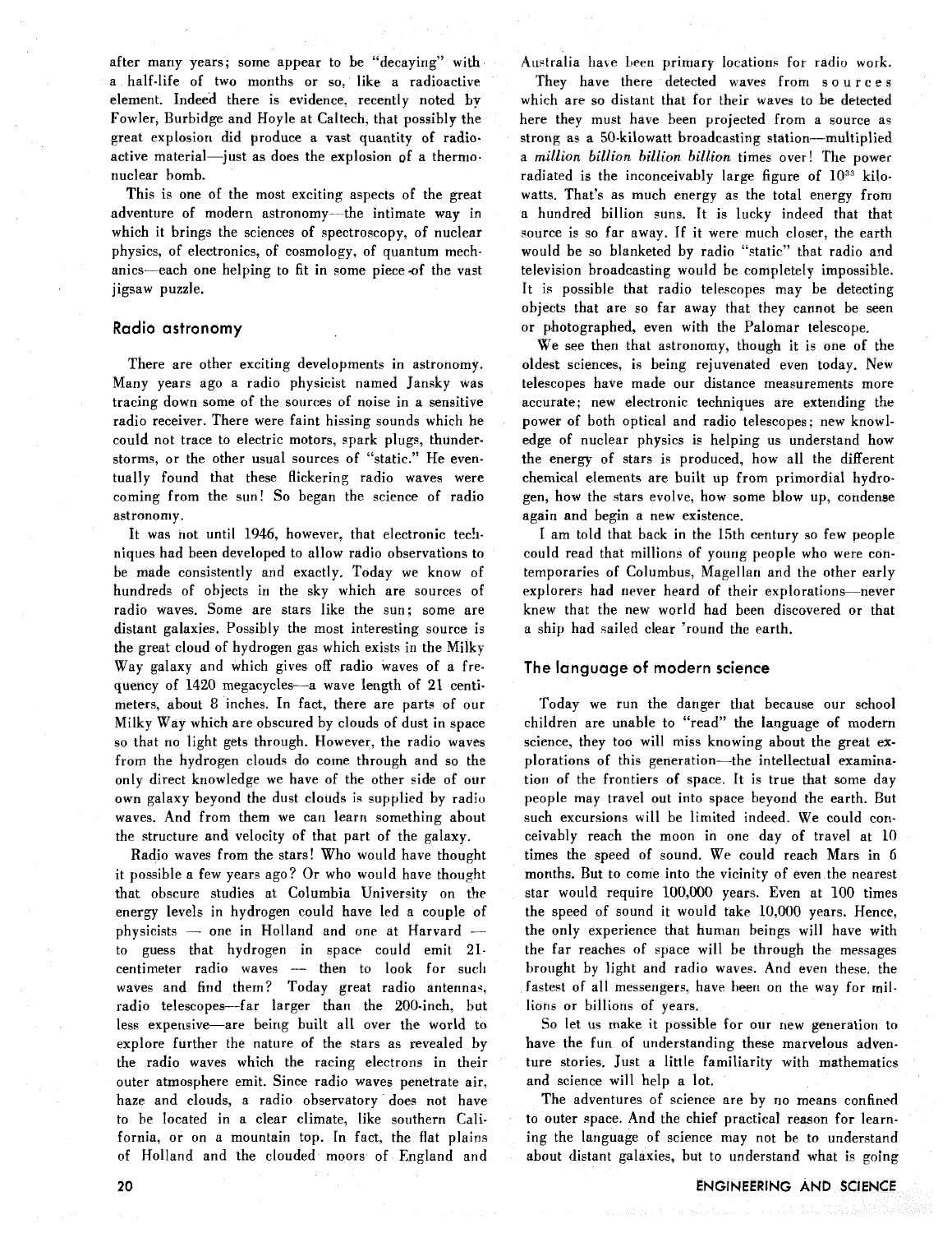after many years; some appear to be "decaying" with a half-life of two months or so, like a radioactive element. Indeed there is evidence, recently noted by Fowler, Burbidge and Hoyle at Caltech, that possibly the great explosion did produce a vast quantity of radioactive material—just as does the explosion of a thermonuclear bomb.

This is one of the most exciting aspects of the great adventure of modern astronomy—the intimate way in which it brings the sciences of spectroscopy, of nuclear physics, of electronics, of cosmology, of quantum mechanics—each one helping to fit in some piece of the vast jigsaw puzzle.

## Radio astronomy

There are other exciting developments in astronomy. Many years ago a radio physicist named Jansky was tracing down some of the sources of noise in a sensitive radio receiver. There were faint hissing sounds which he could not trace to electric motors, spark plugs, thunderstorms, or the other usual sources of "static." He eventually found that these flickering radio waves were coming from the sun! So began the science of radio astronomy.

It was not until 1946, however, that electronic techniques had been developed to allow radio observations to be made consistently and exactly. Today we know of hundreds of objects in the sky which are sources of radio waves. Some are stars like the sun; some are distant galaxies. Possibly the most interesting source is the great cloud of hydrogen gas which exists in the Milky Way galaxy and which gives off radio waves of a frequency of 1420 megacycles—a wave length of 21 centimeters, about 8 inches. In fact, there are parts of our Milky Way which are obscured by clouds of dust in space so that no light gets through. However, the radio waves from the hydrogen clouds do come through and so the only direct knowledge we have of the other side of our own galaxy beyond the dust clouds is supplied by radio waves. And from them we can learn something about the structure and velocity of that part of the galaxy.

Radio waves from the stars! Who would have thought it possible a few years ago? Or who would have thought that obscure studies at Columbia University on the energy levels in hydrogen could have led a couple of physicists — one in Holland and one at Harvard — to guess that hydrogen in space could emit 21-centimeter radio waves — then to look for such waves and find them? Today great radio antennas, radio telescopes—far larger than the 200-inch, but less expensive—are being built all over the world to explore further the nature of the stars as revealed by the radio waves which the racing electrons in their outer atmosphere emit. Since radio waves penetrate air, haze and clouds, a radio observatory does not have to be located in a clear climate, like southern California, or on a mountain top. In fact, the flat plains of Holland and the clouded moors of England and Australia have been primary locations for radio work.

They have there detected waves from sources which are so distant that for their waves to be detected here they must have been projected from a source as strong as a 50-kilowatt broadcasting station—multiplied a *million billion billion billion* times over! The power radiated is the inconceivably large figure of $10^{33}$ kilowatts. That's as much energy as the total energy from a hundred billion suns. It is lucky indeed that that source is so far away. If it were much closer, the earth would be so blanketed by radio "static" that radio and television broadcasting would be completely impossible. It is possible that radio telescopes may be detecting objects that are so far away that they cannot be seen or photographed, even with the Palomar telescope.

We see then that astronomy, though it is one of the oldest sciences, is being rejuvenated even today. New telescopes have made our distance measurements more accurate; new electronic techniques are extending the power of both optical and radio telescopes; new knowledge of nuclear physics is helping us understand how the energy of stars is produced, how all the different chemical elements are built up from primordial hydrogen, how the stars evolve, how some blow up, condense again and begin a new existence.

I am told that back in the 15th century so few people could read that millions of young people who were contemporaries of Columbus, Magellan and the other early explorers had never heard of their explorations—never knew that the new world had been discovered or that a ship had sailed clear 'round the earth.

## The language of modern science

Today we run the danger that because our school children are unable to "read" the language of modern science, they too will miss knowing about the great explorations of this generation—the intellectual examination of the frontiers of space. It is true that some day people may travel out into space beyond the earth. But such excursions will be limited indeed. We could conceivably reach the moon in one day of travel at 10 times the speed of sound. We could reach Mars in 6 months. But to come into the vicinity of even the nearest star would require 100,000 years. Even at 100 times the speed of sound it would take 10,000 years. Hence, the only experience that human beings will have with the far reaches of space will be through the messages brought by light and radio waves. And even these, the fastest of all messengers, have been on the way for millions or billions of years.

So let us make it possible for our new generation to have the fun of understanding these marvelous adventure stories. Just a little familiarity with mathematics and science will help a lot.

The adventures of science are by no means confined to outer space. And the chief practical reason for learning the language of science may not be to understand about distant galaxies, but to understand what is going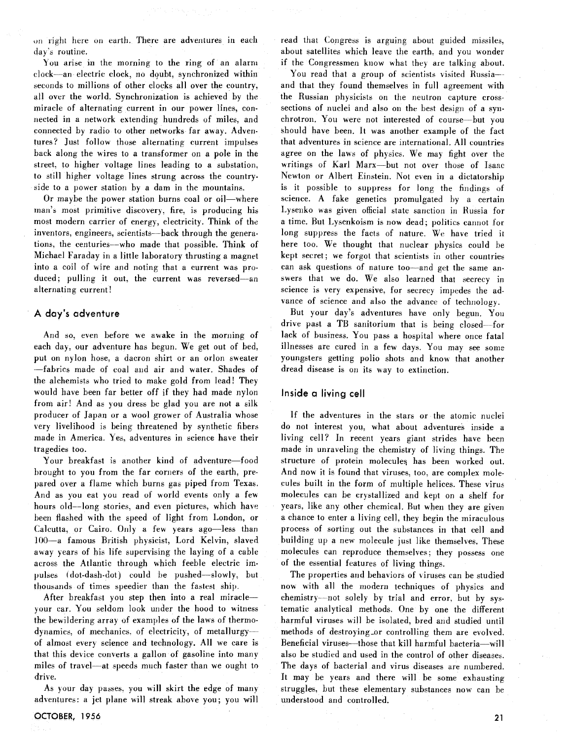on right here on earth. There are adventures in each day's routine.

You arise in the morning to the ring of an alarm clock—an electric clock, no doubt, synchronized within seconds to millions of other clocks all over the country, all over the world. Synchronization is achieved by the miracle of alternating current in our power lines, connected in a network extending hundreds of miles, and connected by radio to other networks far away. Adventures? Just follow those alternating current impulses back along the wires to a transformer on a pole in the street, to higher voltage lines leading to a substation, to still higher voltage lines strung across the countryside to a power station by a dam in the mountains.

Or maybe the power station burns coal or oil—where man's most primitive discovery, fire, is producing his most modern carrier of energy, electricity. Think of the inventors, engineers, scientists—back through the generations, the centuries—who made that possible. Think of Michael Faraday in a little laboratory thrusting a magnet into a coil of wire and noting that a current was produced; pulling it out, the current was reversed—an alternating current!

## A day's adventure

And so, even before we awake in the morning of each day, our adventure has begun. We get out of bed, put on nylon hose, a dacron shirt or an orlon sweater—fabrics made of coal and air and water. Shades of the alchemists who tried to make gold from lead! They would have been far better off if they had made nylon from air! And as you dress be glad you are not a silk producer of Japan or a wool grower of Australia whose very livelihood is being threatened by synthetic fibers made in America. Yes, adventures in science have their tragedies too.

Your breakfast is another kind of adventure—food brought to you from the far corners of the earth, prepared over a flame which burns gas piped from Texas. And as you eat you read of world events only a few hours old—long stories, and even pictures, which have been flashed with the speed of light from London, or Calcutta, or Cairo. Only a few years ago—less than 100—a famous British physicist, Lord Kelvin, slaved away years of his life supervising the laying of a cable across the Atlantic through which feeble electric impulses (dot-dash-dot) could be pushed—slowly, but thousands of times speedier than the fastest ship.

After breakfast you step then into a real miracle—your car. You seldom look under the hood to witness the bewildering array of examples of the laws of thermodynamics, of mechanics, of electricity, of metallurgy—of almost every science and technology. All we care is that this device converts a gallon of gasoline into many miles of travel—at speeds much faster than we ought to drive.

As your day passes, you will skirt the edge of many adventures: a jet plane will streak above you; you will read that Congress is arguing about guided missiles, about satellites which leave the earth, and you wonder if the Congressmen know what they are talking about.

You read that a group of scientists visited Russia—and that they found themselves in full agreement with the Russian physicists on the neutron capture cross-sections of nuclei and also on the best design of a synchrotron. You were not interested of course—but you should have been. It was another example of the fact that adventures in science are international. All countries agree on the laws of physics. We may fight over the writings of Karl Marx—but not over those of Isaac Newton or Albert Einstein. Not even in a dictatorship is it possible to suppress for long the findings of science. A fake genetics promulgated by a certain Lysenko was given official state sanction in Russia for a time. But Lysenkoism is now dead; politics cannot for long suppress the facts of nature. We have tried it here too. We thought that nuclear physics could be kept secret; we forgot that scientists in other countries can ask questions of nature too—and get the same answers that we do. We also learned that secrecy in science is very expensive, for secrecy impedes the advance of science and also the advance of technology.

But your day's adventures have only begun. You drive past a TB sanitorium that is being closed—for lack of business. You pass a hospital where once fatal illnesses are cured in a few days. You may see some youngsters getting polio shots and know that another dread disease is on its way to extinction.

## Inside a living cell

If the adventures in the stars or the atomic nuclei do not interest you, what about adventures inside a living cell? In recent years giant strides have been made in unraveling the chemistry of living things. The structure of protein molecules has been worked out. And now it is found that viruses, too, are complex molecules built in the form of multiple helices. These virus molecules can be crystallized and kept on a shelf for years, like any other chemical. But when they are given a chance to enter a living cell, they begin the miraculous process of sorting out the substances in that cell and building up a new molecule just like themselves. These molecules can reproduce themselves; they possess one of the essential features of living things.

The properties and behaviors of viruses can be studied now with all the modern techniques of physics and chemistry—not solely by trial and error, but by systematic analytical methods. One by one the different harmful viruses will be isolated, bred and studied until methods of destroying or controlling them are evolved. Beneficial viruses—those that kill harmful bacteria—will also be studied and used in the control of other diseases. The days of bacterial and virus diseases are numbered. It may be years and there will be some exhausting struggles, but these elementary substances now can be understood and controlled.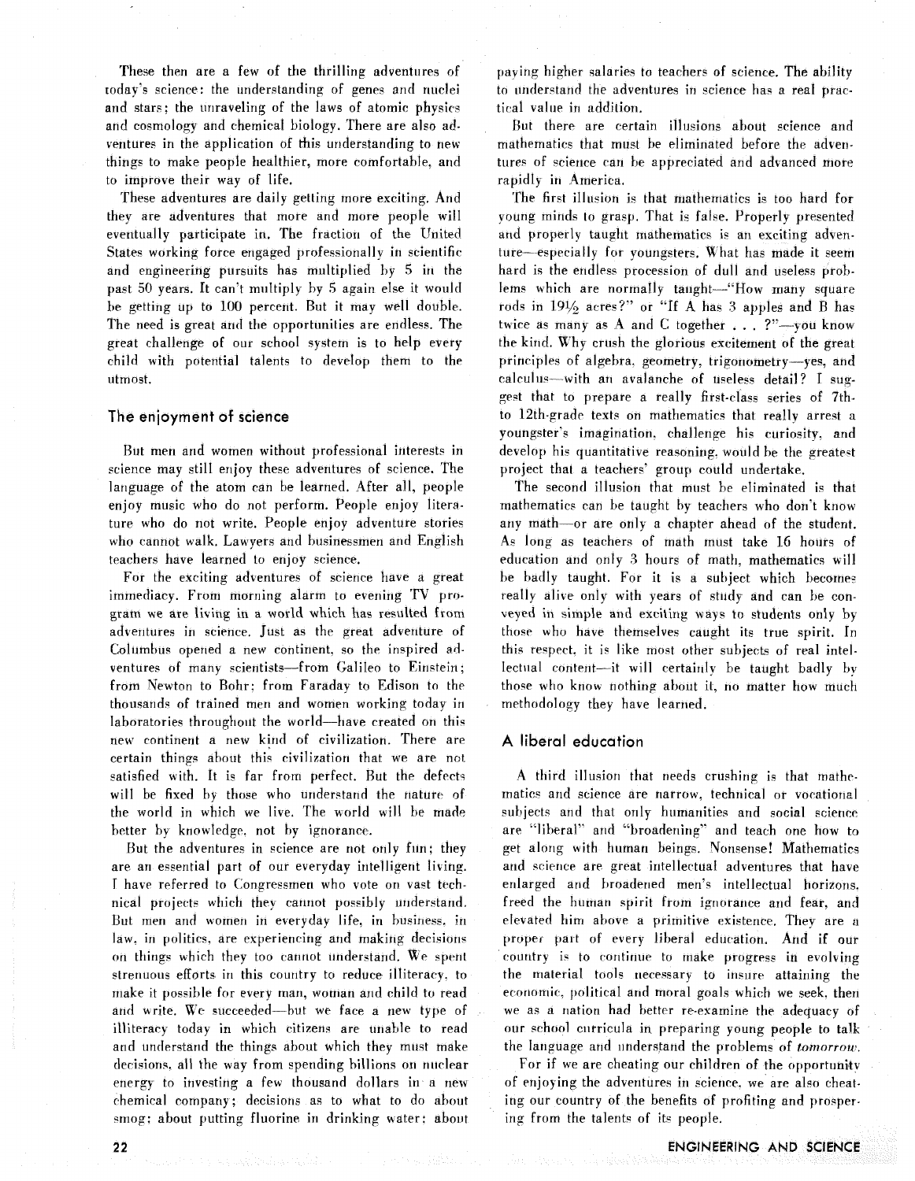These then are a few of the thrilling adventures of today's science: the understanding of genes and nuclei and stars; the unraveling of the laws of atomic physics and cosmology and chemical biology. There are also adventures in the application of this understanding to new things to make people healthier, more comfortable, and to improve their way of life.

These adventures are daily getting more exciting. And they are adventures that more and more people will eventually participate in. The fraction of the United States working force engaged professionally in scientific and engineering pursuits has multiplied by 5 in the past 50 years. It can't multiply by 5 again else it would be getting up to 100 percent. But it may well double. The need is great and the opportunities are endless. The great challenge of our school system is to help every child with potential talents to develop them to the utmost.

## The enjoyment of science

But men and women without professional interests in science may still enjoy these adventures of science. The language of the atom can be learned. After all, people enjoy music who do not perform. People enjoy literature who do not write. People enjoy adventure stories who cannot walk. Lawyers and businessmen and English teachers have learned to enjoy science.

For the exciting adventures of science have a great immediacy. From morning alarm to evening TV program we are living in a world which has resulted from adventures in science. Just as the great adventure of Columbus opened a new continent, so the inspired adventures of many scientists—from Galileo to Einstein; from Newton to Bohr; from Faraday to Edison to the thousands of trained men and women working today in laboratories throughout the world—have created on this new continent a new kind of civilization. There are certain things about this civilization that we are not satisfied with. It is far from perfect. But the defects will be fixed by those who understand the nature of the world in which we live. The world will be made better by knowledge, not by ignorance.

But the adventures in science are not only fun; they are an essential part of our everyday intelligent living. I have referred to Congressmen who vote on vast technical projects which they cannot possibly understand. But men and women in everyday life, in business, in law, in politics, are experiencing and making decisions on things which they too cannot understand. We spent strenuous efforts in this country to reduce illiteracy, to make it possible for every man, woman and child to read and write. We succeeded—but we face a new type of illiteracy today in which citizens are unable to read and understand the things about which they must make decisions, all the way from spending billions on nuclear energy to investing a few thousand dollars in a new chemical company; decisions as to what to do about smog; about putting fluorine in drinking water; about paying higher salaries to teachers of science. The ability to understand the adventures in science has a real practical value in addition.

But there are certain illusions about science and mathematics that must be eliminated before the adventures of science can be appreciated and advanced more rapidly in America.

The first illusion is that mathematics is too hard for young minds to grasp. That is false. Properly presented and properly taught mathematics is an exciting adventure—especially for youngsters. What has made it seem hard is the endless procession of dull and useless problems which are normally taught—"How many square rods in 19½ acres?" or "If A has 3 apples and B has twice as many as A and C together . . . ?"—you know the kind. Why crush the glorious excitement of the great principles of algebra, geometry, trigonometry—yes, and calculus—with an avalanche of useless detail? I suggest that to prepare a really first-class series of 7th- to 12th-grade texts on mathematics that really arrest a youngster's imagination, challenge his curiosity, and develop his quantitative reasoning, would be the greatest project that a teachers' group could undertake.

The second illusion that must be eliminated is that mathematics can be taught by teachers who don't know any math—or are only a chapter ahead of the student. As long as teachers of math must take 16 hours of education and only 3 hours of math, mathematics will be badly taught. For it is a subject which becomes really alive only with years of study and can be conveyed in simple and exciting ways to students only by those who have themselves caught its true spirit. In this respect, it is like most other subjects of real intellectual content—it will certainly be taught badly by those who know nothing about it, no matter how much methodology they have learned.

## A liberal education

A third illusion that needs crushing is that mathematics and science are narrow, technical or vocational subjects and that only humanities and social science are "liberal" and "broadening" and teach one how to get along with human beings. Nonsense! Mathematics and science are great intellectual adventures that have enlarged and broadened men's intellectual horizons, freed the human spirit from ignorance and fear, and elevated him above a primitive existence. They are a proper part of every liberal education. And if our country is to continue to make progress in evolving the material tools necessary to insure attaining the economic, political and moral goals which we seek, then we as a nation had better re-examine the adequacy of our school curricula in preparing young people to talk the language and understand the problems of *tomorrow*.

For if we are cheating our children of the opportunity of enjoying the adventures in science, we are also cheating our country of the benefits of profiting and prospering from the talents of its people.